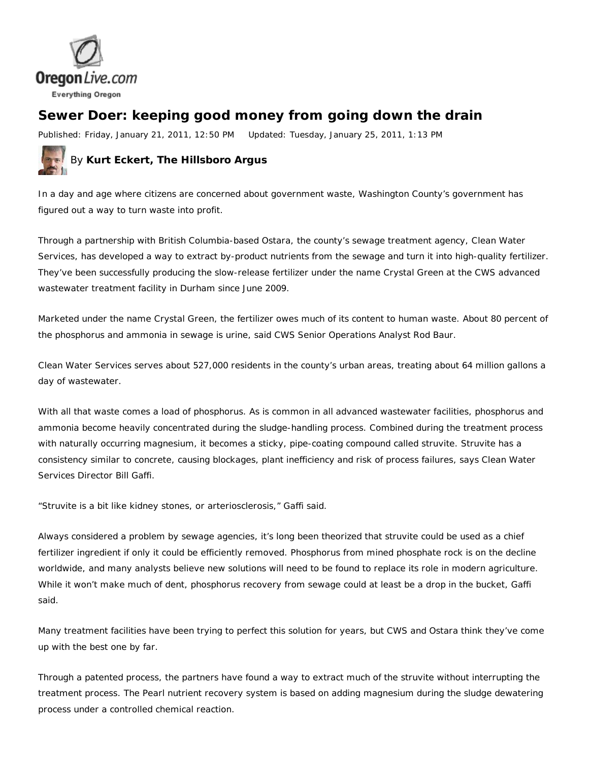OregonLive.com

Everything Oregon

# Sewer Doer: keeping good money from going down the drain

Published: Friday, January 21, 2011, 12:50 PM Updated: Tuesday, January 25, 2011, 1:13 PM

By **Kurt Eckert, The Hillsboro Argus**

In a day and age where citizens are concerned about government waste, Washington County's government has figured out a way to turn waste into profit.

Through a partnership with British Columbia-based Ostara, the county's sewage treatment agency, Clean Water Services, has developed a way to extract by-product nutrients from the sewage and turn it into high-quality fertilizer. They've been successfully producing the slow-release fertilizer under the name Crystal Green at the CWS advanced wastewater treatment facility in Durham since June 2009.

Marketed under the name Crystal Green, the fertilizer owes much of its content to human waste. About 80 percent of the phosphorus and ammonia in sewage is urine, said CWS Senior Operations Analyst Rod Baur.

Clean Water Services serves about 527,000 residents in the county's urban areas, treating about 64 million gallons a day of wastewater.

With all that waste comes a load of phosphorus. As is common in all advanced wastewater facilities, phosphorus and ammonia become heavily concentrated during the sludge-handling process. Combined during the treatment process with naturally occurring magnesium, it becomes a sticky, pipe-coating compound called struvite. Struvite has a consistency similar to concrete, causing blockages, plant inefficiency and risk of process failures, says Clean Water Services Director Bill Gaffi.

"Struvite is a bit like kidney stones, or arteriosclerosis," Gaffi said.

Always considered a problem by sewage agencies, it's long been theorized that struvite could be used as a chief fertilizer ingredient if only it could be efficiently removed. Phosphorus from mined phosphate rock is on the decline worldwide, and many analysts believe new solutions will need to be found to replace its role in modern agriculture. While it won't make much of dent, phosphorus recovery from sewage could at least be a drop in the bucket, Gaffi said.

Many treatment facilities have been trying to perfect this solution for years, but CWS and Ostara think they've come up with the best one by far.

Through a patented process, the partners have found a way to extract much of the struvite without interrupting the treatment process. The Pearl nutrient recovery system is based on adding magnesium during the sludge dewatering process under a controlled chemical reaction.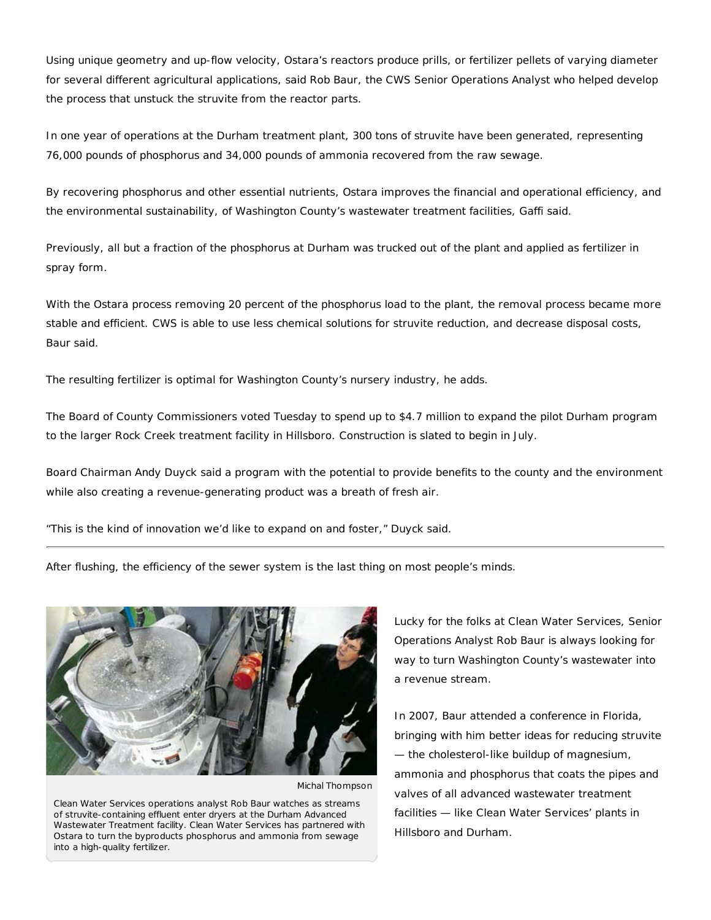Using unique geometry and up-flow velocity, Ostara's reactors produce prills, or fertilizer pellets of varying diameter for several different agricultural applications, said Rob Baur, the CWS Senior Operations Analyst who helped develop the process that unstuck the struvite from the reactor parts.

In one year of operations at the Durham treatment plant, 300 tons of struvite have been generated, representing 76,000 pounds of phosphorus and 34,000 pounds of ammonia recovered from the raw sewage.

By recovering phosphorus and other essential nutrients, Ostara improves the financial and operational efficiency, and the environmental sustainability, of Washington County's wastewater treatment facilities, Gaffi said.

Previously, all but a fraction of the phosphorus at Durham was trucked out of the plant and applied as fertilizer in spray form.

With the Ostara process removing 20 percent of the phosphorus load to the plant, the removal process became more stable and efficient. CWS is able to use less chemical solutions for struvite reduction, and decrease disposal costs, Baur said.

The resulting fertilizer is optimal for Washington County's nursery industry, he adds.

The Board of County Commissioners voted Tuesday to spend up to $4.7 million to expand the pilot Durham program to the larger Rock Creek treatment facility in Hillsboro. Construction is slated to begin in July.

Board Chairman Andy Duyck said a program with the potential to provide benefits to the county and the environment while also creating a revenue-generating product was a breath of fresh air.

"This is the kind of innovation we'd like to expand on and foster," Duyck said.

---

After flushing, the efficiency of the sewer system is the last thing on most people's minds.

Michal Thompson

Clean Water Services operations analyst Rob Baur watches as streams of struvite-containing effluent enter dryers at the Durham Advanced Wastewater Treatment facility. Clean Water Services has partnered with Ostara to turn the byproducts phosphorus and ammonia from sewage into a high-quality fertilizer.

Lucky for the folks at Clean Water Services, Senior Operations Analyst Rob Baur is always looking for way to turn Washington County's wastewater into a revenue stream.

In 2007, Baur attended a conference in Florida, bringing with him better ideas for reducing struvite — the cholesterol-like buildup of magnesium, ammonia and phosphorus that coats the pipes and valves of all advanced wastewater treatment facilities — like Clean Water Services' plants in Hillsboro and Durham.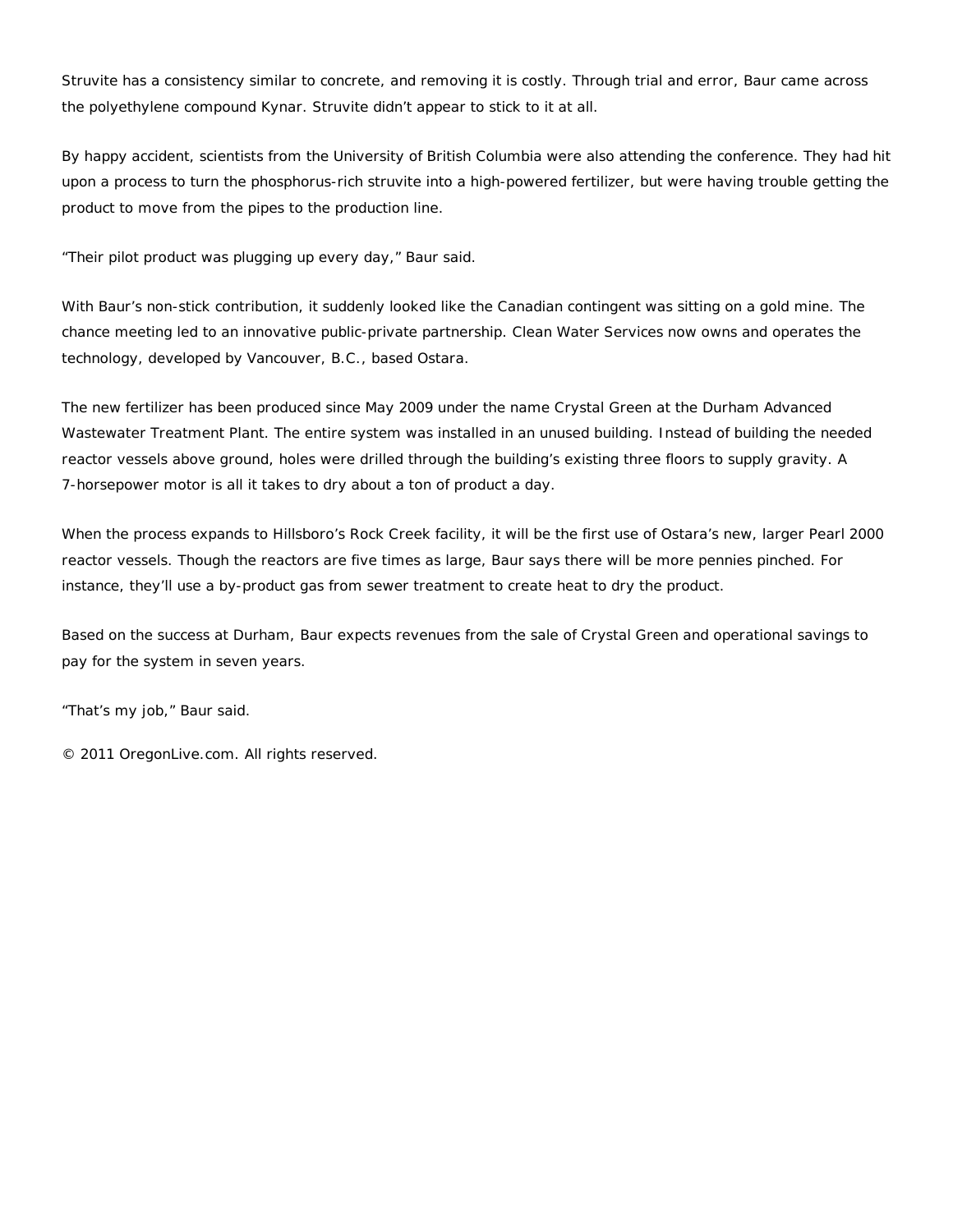Struvite has a consistency similar to concrete, and removing it is costly. Through trial and error, Baur came across the polyethylene compound Kynar. Struvite didn't appear to stick to it at all.

By happy accident, scientists from the University of British Columbia were also attending the conference. They had hit upon a process to turn the phosphorus-rich struvite into a high-powered fertilizer, but were having trouble getting the product to move from the pipes to the production line.

"Their pilot product was plugging up every day," Baur said.

With Baur's non-stick contribution, it suddenly looked like the Canadian contingent was sitting on a gold mine. The chance meeting led to an innovative public-private partnership. Clean Water Services now owns and operates the technology, developed by Vancouver, B.C., based Ostara.

The new fertilizer has been produced since May 2009 under the name Crystal Green at the Durham Advanced Wastewater Treatment Plant. The entire system was installed in an unused building. Instead of building the needed reactor vessels above ground, holes were drilled through the building's existing three floors to supply gravity. A 7-horsepower motor is all it takes to dry about a ton of product a day.

When the process expands to Hillsboro's Rock Creek facility, it will be the first use of Ostara's new, larger Pearl 2000 reactor vessels. Though the reactors are five times as large, Baur says there will be more pennies pinched. For instance, they'll use a by-product gas from sewer treatment to create heat to dry the product.

Based on the success at Durham, Baur expects revenues from the sale of Crystal Green and operational savings to pay for the system in seven years.

"That's my job," Baur said.

© 2011 OregonLive.com. All rights reserved.